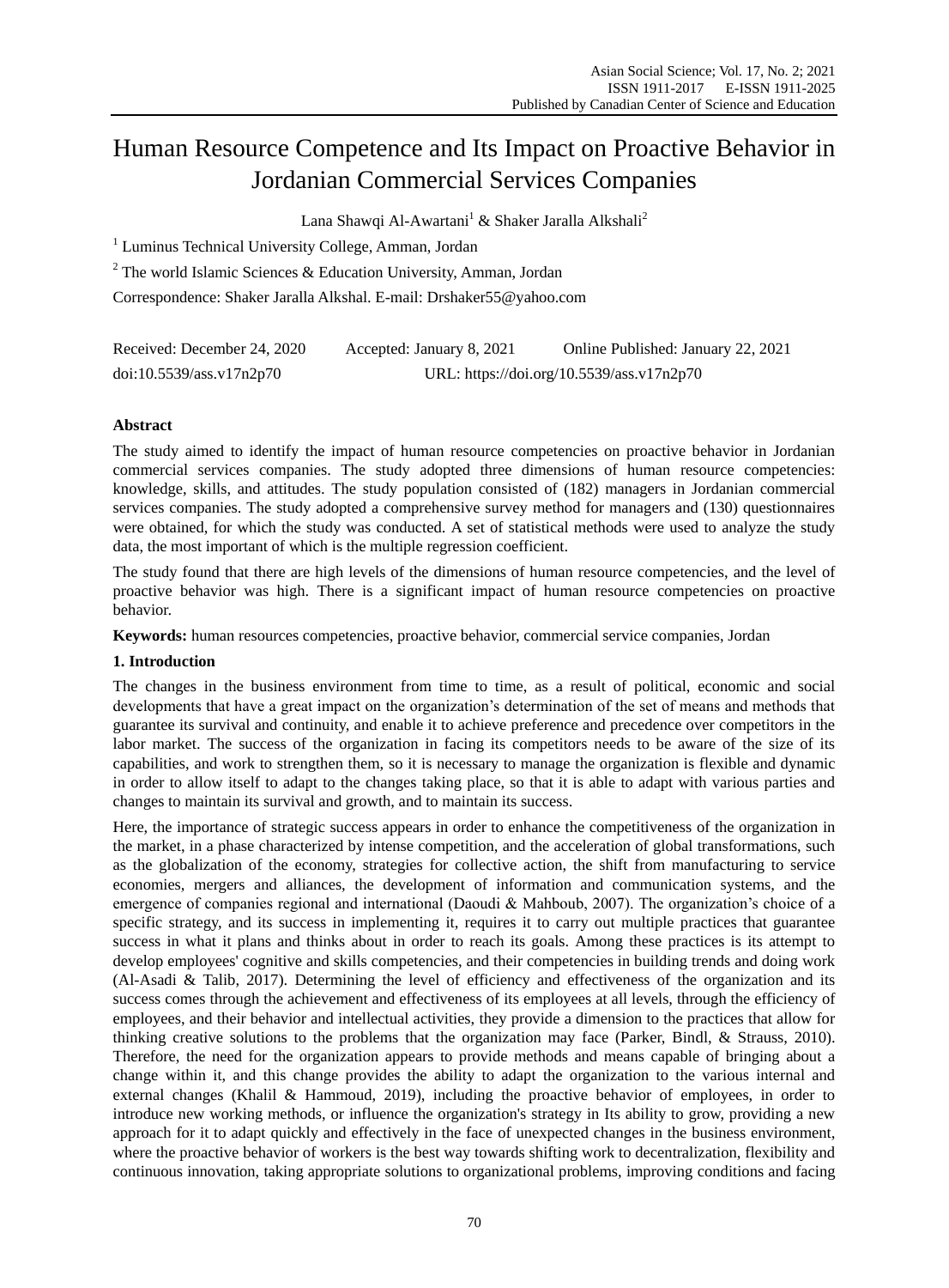# Human Resource Competence and Its Impact on Proactive Behavior in Jordanian Commercial Services Companies

Lana Shawqi Al-Awartani[1] & Shaker Jaralla Alkshali[2]

[1] Luminus Technical University College, Amman, Jordan

[2] The world Islamic Sciences & Education University, Amman, Jordan

Correspondence: Shaker Jaralla Alkshal. E-mail: Drshaker55@yahoo.com

Received: December 24, 2020 Accepted: January 8, 2021 Online Published: January 22, 2021

doi:10.5539/ass.v17n2p70 URL: https://doi.org/10.5539/ass.v17n2p70

## Abstract

The study aimed to identify the impact of human resource competencies on proactive behavior in Jordanian commercial services companies. The study adopted three dimensions of human resource competencies: knowledge, skills, and attitudes. The study population consisted of (182) managers in Jordanian commercial services companies. The study adopted a comprehensive survey method for managers and (130) questionnaires were obtained, for which the study was conducted. A set of statistical methods were used to analyze the study data, the most important of which is the multiple regression coefficient.

The study found that there are high levels of the dimensions of human resource competencies, and the level of proactive behavior was high. There is a significant impact of human resource competencies on proactive behavior.

**Keywords:** human resources competencies, proactive behavior, commercial service companies, Jordan

## 1. Introduction

The changes in the business environment from time to time, as a result of political, economic and social developments that have a great impact on the organization's determination of the set of means and methods that guarantee its survival and continuity, and enable it to achieve preference and precedence over competitors in the labor market. The success of the organization in facing its competitors needs to be aware of the size of its capabilities, and work to strengthen them, so it is necessary to manage the organization is flexible and dynamic in order to allow itself to adapt to the changes taking place, so that it is able to adapt with various parties and changes to maintain its survival and growth, and to maintain its success.

Here, the importance of strategic success appears in order to enhance the competitiveness of the organization in the market, in a phase characterized by intense competition, and the acceleration of global transformations, such as the globalization of the economy, strategies for collective action, the shift from manufacturing to service economies, mergers and alliances, the development of information and communication systems, and the emergence of companies regional and international (Daoudi & Mahboub, 2007). The organization's choice of a specific strategy, and its success in implementing it, requires it to carry out multiple practices that guarantee success in what it plans and thinks about in order to reach its goals. Among these practices is its attempt to develop employees' cognitive and skills competencies, and their competencies in building trends and doing work (Al-Asadi & Talib, 2017). Determining the level of efficiency and effectiveness of the organization and its success comes through the achievement and effectiveness of its employees at all levels, through the efficiency of employees, and their behavior and intellectual activities, they provide a dimension to the practices that allow for thinking creative solutions to the problems that the organization may face (Parker, Bindl, & Strauss, 2010). Therefore, the need for the organization appears to provide methods and means capable of bringing about a change within it, and this change provides the ability to adapt the organization to the various internal and external changes (Khalil & Hammoud, 2019), including the proactive behavior of employees, in order to introduce new working methods, or influence the organization's strategy in Its ability to grow, providing a new approach for it to adapt quickly and effectively in the face of unexpected changes in the business environment, where the proactive behavior of workers is the best way towards shifting work to decentralization, flexibility and continuous innovation, taking appropriate solutions to organizational problems, improving conditions and facing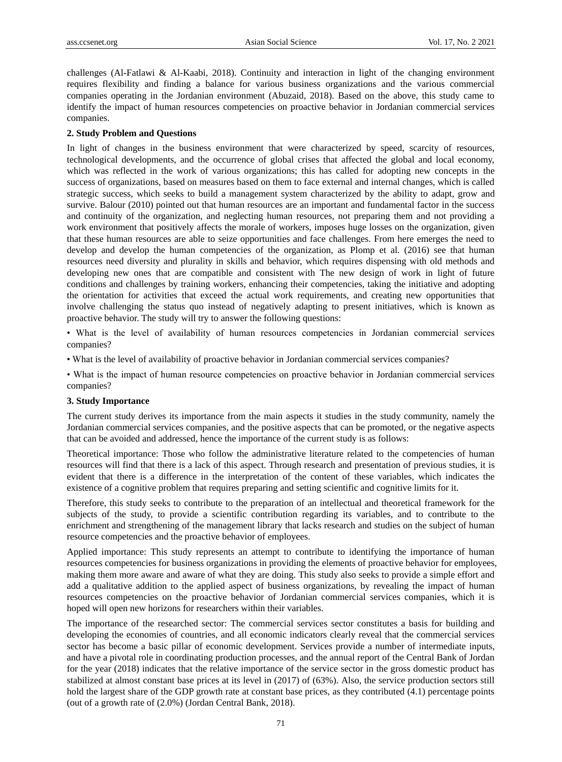challenges (Al-Fatlawi & Al-Kaabi, 2018). Continuity and interaction in light of the changing environment requires flexibility and finding a balance for various business organizations and the various commercial companies operating in the Jordanian environment (Abuzaid, 2018). Based on the above, this study came to identify the impact of human resources competencies on proactive behavior in Jordanian commercial services companies.

## 2. Study Problem and Questions

In light of changes in the business environment that were characterized by speed, scarcity of resources, technological developments, and the occurrence of global crises that affected the global and local economy, which was reflected in the work of various organizations; this has called for adopting new concepts in the success of organizations, based on measures based on them to face external and internal changes, which is called strategic success, which seeks to build a management system characterized by the ability to adapt, grow and survive. Balour (2010) pointed out that human resources are an important and fundamental factor in the success and continuity of the organization, and neglecting human resources, not preparing them and not providing a work environment that positively affects the morale of workers, imposes huge losses on the organization, given that these human resources are able to seize opportunities and face challenges. From here emerges the need to develop and develop the human competencies of the organization, as Plomp et al. (2016) see that human resources need diversity and plurality in skills and behavior, which requires dispensing with old methods and developing new ones that are compatible and consistent with The new design of work in light of future conditions and challenges by training workers, enhancing their competencies, taking the initiative and adopting the orientation for activities that exceed the actual work requirements, and creating new opportunities that involve challenging the status quo instead of negatively adapting to present initiatives, which is known as proactive behavior. The study will try to answer the following questions:

- What is the level of availability of human resources competencies in Jordanian commercial services companies?
- What is the level of availability of proactive behavior in Jordanian commercial services companies?
- What is the impact of human resource competencies on proactive behavior in Jordanian commercial services companies?

## 3. Study Importance

The current study derives its importance from the main aspects it studies in the study community, namely the Jordanian commercial services companies, and the positive aspects that can be promoted, or the negative aspects that can be avoided and addressed, hence the importance of the current study is as follows:

Theoretical importance: Those who follow the administrative literature related to the competencies of human resources will find that there is a lack of this aspect. Through research and presentation of previous studies, it is evident that there is a difference in the interpretation of the content of these variables, which indicates the existence of a cognitive problem that requires preparing and setting scientific and cognitive limits for it.

Therefore, this study seeks to contribute to the preparation of an intellectual and theoretical framework for the subjects of the study, to provide a scientific contribution regarding its variables, and to contribute to the enrichment and strengthening of the management library that lacks research and studies on the subject of human resource competencies and the proactive behavior of employees.

Applied importance: This study represents an attempt to contribute to identifying the importance of human resources competencies for business organizations in providing the elements of proactive behavior for employees, making them more aware and aware of what they are doing. This study also seeks to provide a simple effort and add a qualitative addition to the applied aspect of business organizations, by revealing the impact of human resources competencies on the proactive behavior of Jordanian commercial services companies, which it is hoped will open new horizons for researchers within their variables.

The importance of the researched sector: The commercial services sector constitutes a basis for building and developing the economies of countries, and all economic indicators clearly reveal that the commercial services sector has become a basic pillar of economic development. Services provide a number of intermediate inputs, and have a pivotal role in coordinating production processes, and the annual report of the Central Bank of Jordan for the year (2018) indicates that the relative importance of the service sector in the gross domestic product has stabilized at almost constant base prices at its level in (2017) of (63%). Also, the service production sectors still hold the largest share of the GDP growth rate at constant base prices, as they contributed (4.1) percentage points (out of a growth rate of (2.0%) (Jordan Central Bank, 2018).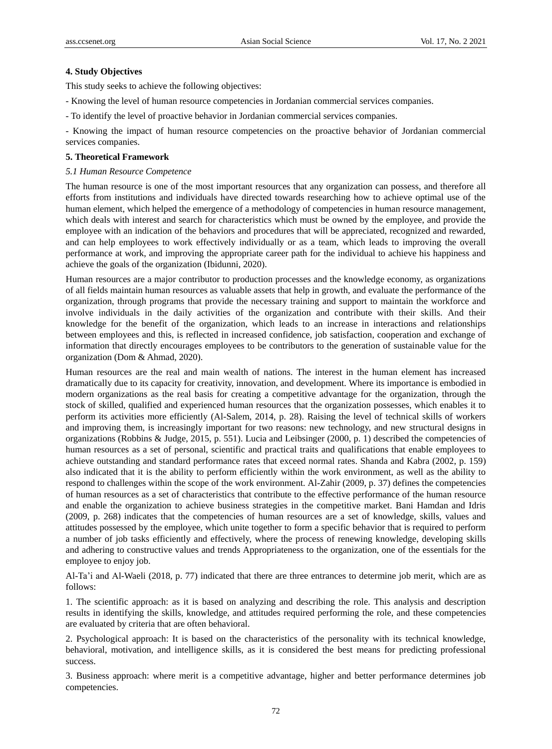## 4. Study Objectives

This study seeks to achieve the following objectives:

- Knowing the level of human resource competencies in Jordanian commercial services companies.

- To identify the level of proactive behavior in Jordanian commercial services companies.

- Knowing the impact of human resource competencies on the proactive behavior of Jordanian commercial services companies.

## 5. Theoretical Framework

### *5.1 Human Resource Competence*

The human resource is one of the most important resources that any organization can possess, and therefore all efforts from institutions and individuals have directed towards researching how to achieve optimal use of the human element, which helped the emergence of a methodology of competencies in human resource management, which deals with interest and search for characteristics which must be owned by the employee, and provide the employee with an indication of the behaviors and procedures that will be appreciated, recognized and rewarded, and can help employees to work effectively individually or as a team, which leads to improving the overall performance at work, and improving the appropriate career path for the individual to achieve his happiness and achieve the goals of the organization (Ibidunni, 2020).

Human resources are a major contributor to production processes and the knowledge economy, as organizations of all fields maintain human resources as valuable assets that help in growth, and evaluate the performance of the organization, through programs that provide the necessary training and support to maintain the workforce and involve individuals in the daily activities of the organization and contribute with their skills. And their knowledge for the benefit of the organization, which leads to an increase in interactions and relationships between employees and this, is reflected in increased confidence, job satisfaction, cooperation and exchange of information that directly encourages employees to be contributors to the generation of sustainable value for the organization (Dom & Ahmad, 2020).

Human resources are the real and main wealth of nations. The interest in the human element has increased dramatically due to its capacity for creativity, innovation, and development. Where its importance is embodied in modern organizations as the real basis for creating a competitive advantage for the organization, through the stock of skilled, qualified and experienced human resources that the organization possesses, which enables it to perform its activities more efficiently (Al-Salem, 2014, p. 28). Raising the level of technical skills of workers and improving them, is increasingly important for two reasons: new technology, and new structural designs in organizations (Robbins & Judge, 2015, p. 551). Lucia and Leibsinger (2000, p. 1) described the competencies of human resources as a set of personal, scientific and practical traits and qualifications that enable employees to achieve outstanding and standard performance rates that exceed normal rates. Shanda and Kabra (2002, p. 159) also indicated that it is the ability to perform efficiently within the work environment, as well as the ability to respond to challenges within the scope of the work environment. Al-Zahir (2009, p. 37) defines the competencies of human resources as a set of characteristics that contribute to the effective performance of the human resource and enable the organization to achieve business strategies in the competitive market. Bani Hamdan and Idris (2009, p. 268) indicates that the competencies of human resources are a set of knowledge, skills, values and attitudes possessed by the employee, which unite together to form a specific behavior that is required to perform a number of job tasks efficiently and effectively, where the process of renewing knowledge, developing skills and adhering to constructive values and trends Appropriateness to the organization, one of the essentials for the employee to enjoy job.

Al-Ta'i and Al-Waeli (2018, p. 77) indicated that there are three entrances to determine job merit, which are as follows:

1. The scientific approach: as it is based on analyzing and describing the role. This analysis and description results in identifying the skills, knowledge, and attitudes required performing the role, and these competencies are evaluated by criteria that are often behavioral.

2. Psychological approach: It is based on the characteristics of the personality with its technical knowledge, behavioral, motivation, and intelligence skills, as it is considered the best means for predicting professional success.

3. Business approach: where merit is a competitive advantage, higher and better performance determines job competencies.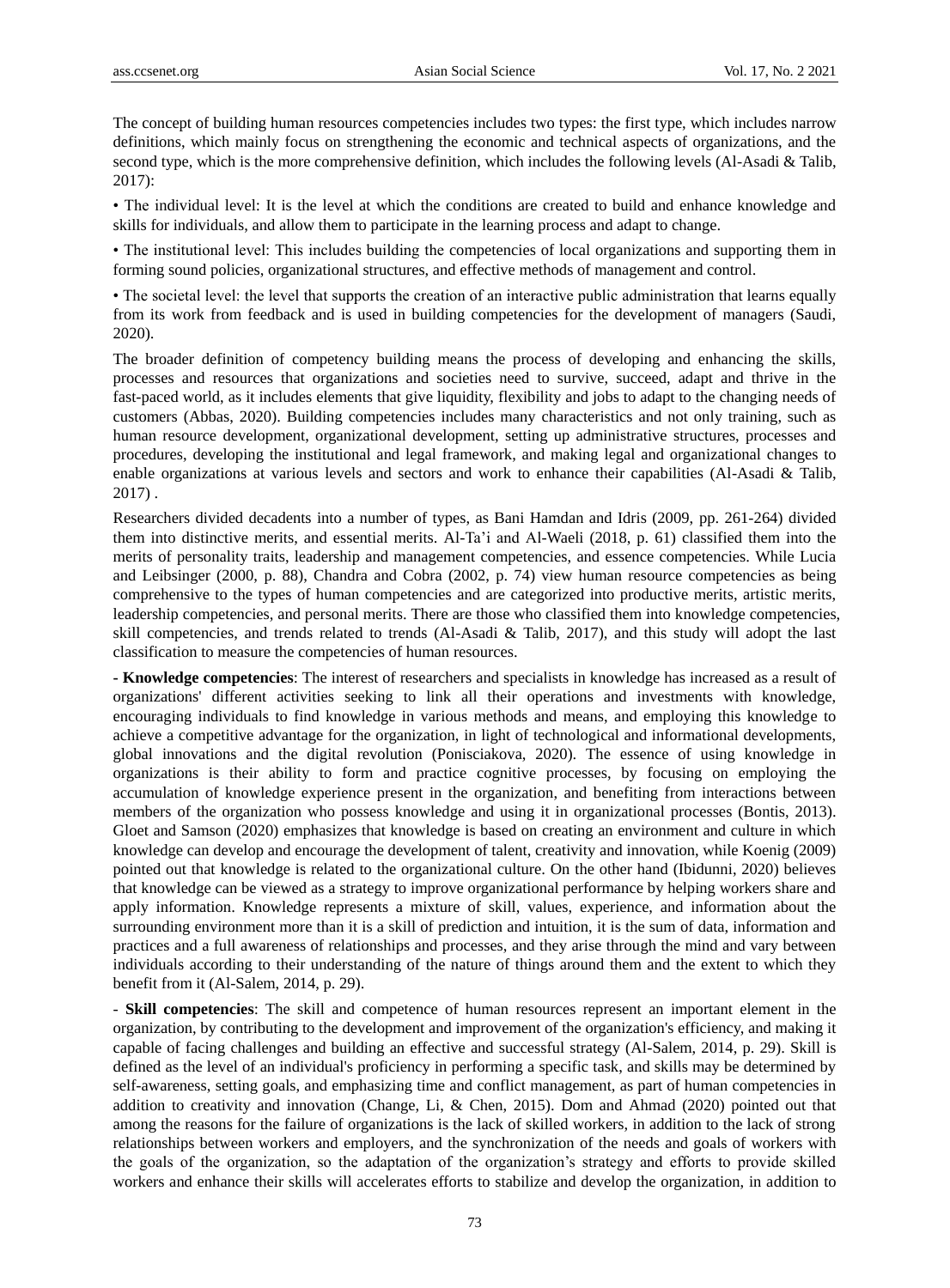The concept of building human resources competencies includes two types: the first type, which includes narrow definitions, which mainly focus on strengthening the economic and technical aspects of organizations, and the second type, which is the more comprehensive definition, which includes the following levels (Al-Asadi & Talib, 2017):

• The individual level: It is the level at which the conditions are created to build and enhance knowledge and skills for individuals, and allow them to participate in the learning process and adapt to change.

• The institutional level: This includes building the competencies of local organizations and supporting them in forming sound policies, organizational structures, and effective methods of management and control.

• The societal level: the level that supports the creation of an interactive public administration that learns equally from its work from feedback and is used in building competencies for the development of managers (Saudi, 2020).

The broader definition of competency building means the process of developing and enhancing the skills, processes and resources that organizations and societies need to survive, succeed, adapt and thrive in the fast-paced world, as it includes elements that give liquidity, flexibility and jobs to adapt to the changing needs of customers (Abbas, 2020). Building competencies includes many characteristics and not only training, such as human resource development, organizational development, setting up administrative structures, processes and procedures, developing the institutional and legal framework, and making legal and organizational changes to enable organizations at various levels and sectors and work to enhance their capabilities (Al-Asadi & Talib, 2017) .

Researchers divided decadents into a number of types, as Bani Hamdan and Idris (2009, pp. 261-264) divided them into distinctive merits, and essential merits. Al-Ta'i and Al-Waeli (2018, p. 61) classified them into the merits of personality traits, leadership and management competencies, and essence competencies. While Lucia and Leibsinger (2000, p. 88), Chandra and Cobra (2002, p. 74) view human resource competencies as being comprehensive to the types of human competencies and are categorized into productive merits, artistic merits, leadership competencies, and personal merits. There are those who classified them into knowledge competencies, skill competencies, and trends related to trends (Al-Asadi & Talib, 2017), and this study will adopt the last classification to measure the competencies of human resources.

**- Knowledge competencies**: The interest of researchers and specialists in knowledge has increased as a result of organizations' different activities seeking to link all their operations and investments with knowledge, encouraging individuals to find knowledge in various methods and means, and employing this knowledge to achieve a competitive advantage for the organization, in light of technological and informational developments, global innovations and the digital revolution (Ponisciakova, 2020). The essence of using knowledge in organizations is their ability to form and practice cognitive processes, by focusing on employing the accumulation of knowledge experience present in the organization, and benefiting from interactions between members of the organization who possess knowledge and using it in organizational processes (Bontis, 2013). Gloet and Samson (2020) emphasizes that knowledge is based on creating an environment and culture in which knowledge can develop and encourage the development of talent, creativity and innovation, while Koenig (2009) pointed out that knowledge is related to the organizational culture. On the other hand (Ibidunni, 2020) believes that knowledge can be viewed as a strategy to improve organizational performance by helping workers share and apply information. Knowledge represents a mixture of skill, values, experience, and information about the surrounding environment more than it is a skill of prediction and intuition, it is the sum of data, information and practices and a full awareness of relationships and processes, and they arise through the mind and vary between individuals according to their understanding of the nature of things around them and the extent to which they benefit from it (Al-Salem, 2014, p. 29).

- **Skill competencies**: The skill and competence of human resources represent an important element in the organization, by contributing to the development and improvement of the organization's efficiency, and making it capable of facing challenges and building an effective and successful strategy (Al-Salem, 2014, p. 29). Skill is defined as the level of an individual's proficiency in performing a specific task, and skills may be determined by self-awareness, setting goals, and emphasizing time and conflict management, as part of human competencies in addition to creativity and innovation (Change, Li, & Chen, 2015). Dom and Ahmad (2020) pointed out that among the reasons for the failure of organizations is the lack of skilled workers, in addition to the lack of strong relationships between workers and employers, and the synchronization of the needs and goals of workers with the goals of the organization, so the adaptation of the organization's strategy and efforts to provide skilled workers and enhance their skills will accelerates efforts to stabilize and develop the organization, in addition to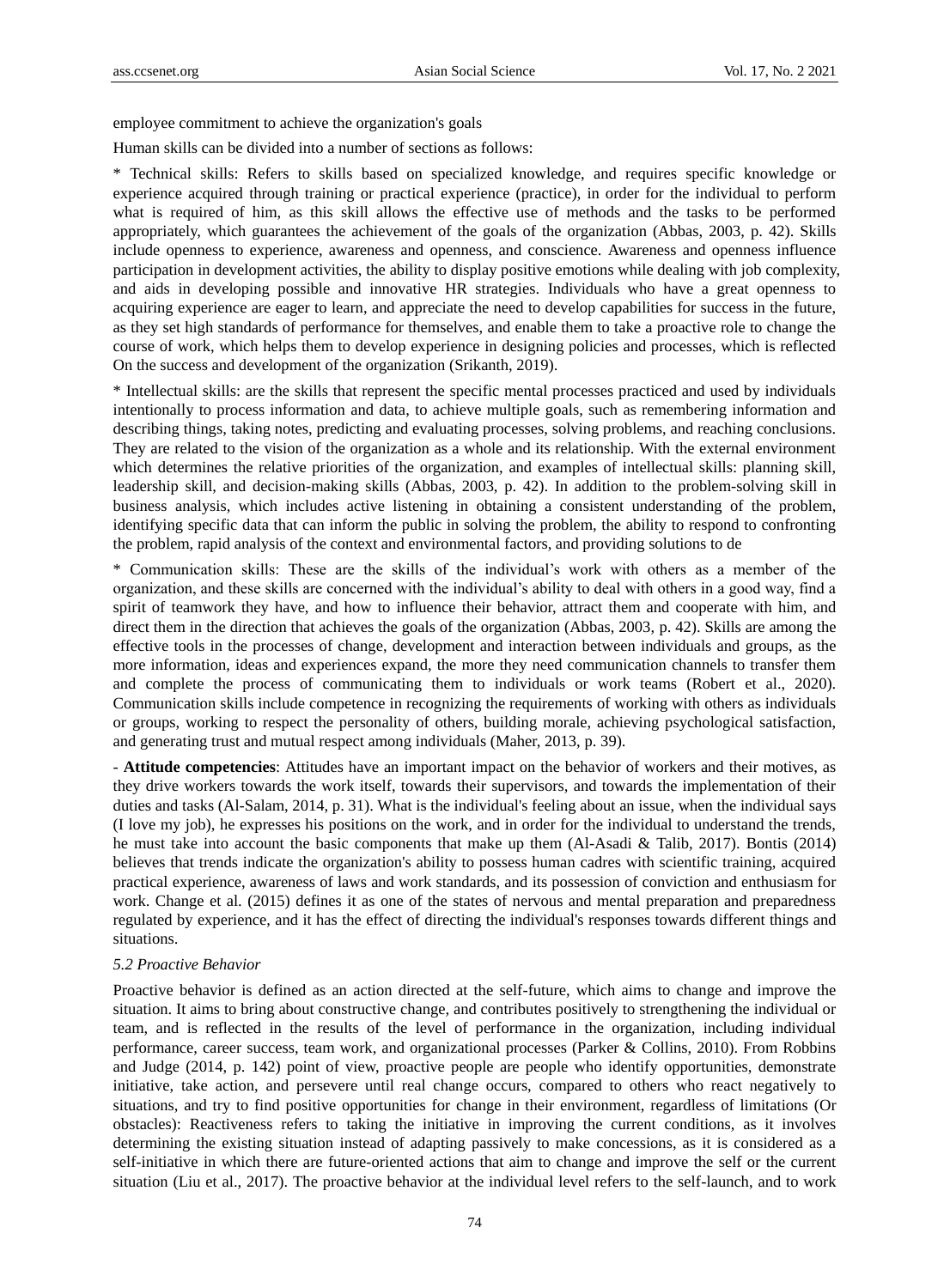employee commitment to achieve the organization's goals

Human skills can be divided into a number of sections as follows:

* Technical skills: Refers to skills based on specialized knowledge, and requires specific knowledge or experience acquired through training or practical experience (practice), in order for the individual to perform what is required of him, as this skill allows the effective use of methods and the tasks to be performed appropriately, which guarantees the achievement of the goals of the organization (Abbas, 2003, p. 42). Skills include openness to experience, awareness and openness, and conscience. Awareness and openness influence participation in development activities, the ability to display positive emotions while dealing with job complexity, and aids in developing possible and innovative HR strategies. Individuals who have a great openness to acquiring experience are eager to learn, and appreciate the need to develop capabilities for success in the future, as they set high standards of performance for themselves, and enable them to take a proactive role to change the course of work, which helps them to develop experience in designing policies and processes, which is reflected On the success and development of the organization (Srikanth, 2019).

* Intellectual skills: are the skills that represent the specific mental processes practiced and used by individuals intentionally to process information and data, to achieve multiple goals, such as remembering information and describing things, taking notes, predicting and evaluating processes, solving problems, and reaching conclusions. They are related to the vision of the organization as a whole and its relationship. With the external environment which determines the relative priorities of the organization, and examples of intellectual skills: planning skill, leadership skill, and decision-making skills (Abbas, 2003, p. 42). In addition to the problem-solving skill in business analysis, which includes active listening in obtaining a consistent understanding of the problem, identifying specific data that can inform the public in solving the problem, the ability to respond to confronting the problem, rapid analysis of the context and environmental factors, and providing solutions to de

* Communication skills: These are the skills of the individual's work with others as a member of the organization, and these skills are concerned with the individual's ability to deal with others in a good way, find a spirit of teamwork they have, and how to influence their behavior, attract them and cooperate with him, and direct them in the direction that achieves the goals of the organization (Abbas, 2003, p. 42). Skills are among the effective tools in the processes of change, development and interaction between individuals and groups, as the more information, ideas and experiences expand, the more they need communication channels to transfer them and complete the process of communicating them to individuals or work teams (Robert et al., 2020). Communication skills include competence in recognizing the requirements of working with others as individuals or groups, working to respect the personality of others, building morale, achieving psychological satisfaction, and generating trust and mutual respect among individuals (Maher, 2013, p. 39).

- **Attitude competencies**: Attitudes have an important impact on the behavior of workers and their motives, as they drive workers towards the work itself, towards their supervisors, and towards the implementation of their duties and tasks (Al-Salam, 2014, p. 31). What is the individual's feeling about an issue, when the individual says (I love my job), he expresses his positions on the work, and in order for the individual to understand the trends, he must take into account the basic components that make up them (Al-Asadi & Talib, 2017). Bontis (2014) believes that trends indicate the organization's ability to possess human cadres with scientific training, acquired practical experience, awareness of laws and work standards, and its possession of conviction and enthusiasm for work. Change et al. (2015) defines it as one of the states of nervous and mental preparation and preparedness regulated by experience, and it has the effect of directing the individual's responses towards different things and situations.

### *5.2 Proactive Behavior*

Proactive behavior is defined as an action directed at the self-future, which aims to change and improve the situation. It aims to bring about constructive change, and contributes positively to strengthening the individual or team, and is reflected in the results of the level of performance in the organization, including individual performance, career success, team work, and organizational processes (Parker & Collins, 2010). From Robbins and Judge (2014, p. 142) point of view, proactive people are people who identify opportunities, demonstrate initiative, take action, and persevere until real change occurs, compared to others who react negatively to situations, and try to find positive opportunities for change in their environment, regardless of limitations (Or obstacles): Reactiveness refers to taking the initiative in improving the current conditions, as it involves determining the existing situation instead of adapting passively to make concessions, as it is considered as a self-initiative in which there are future-oriented actions that aim to change and improve the self or the current situation (Liu et al., 2017). The proactive behavior at the individual level refers to the self-launch, and to work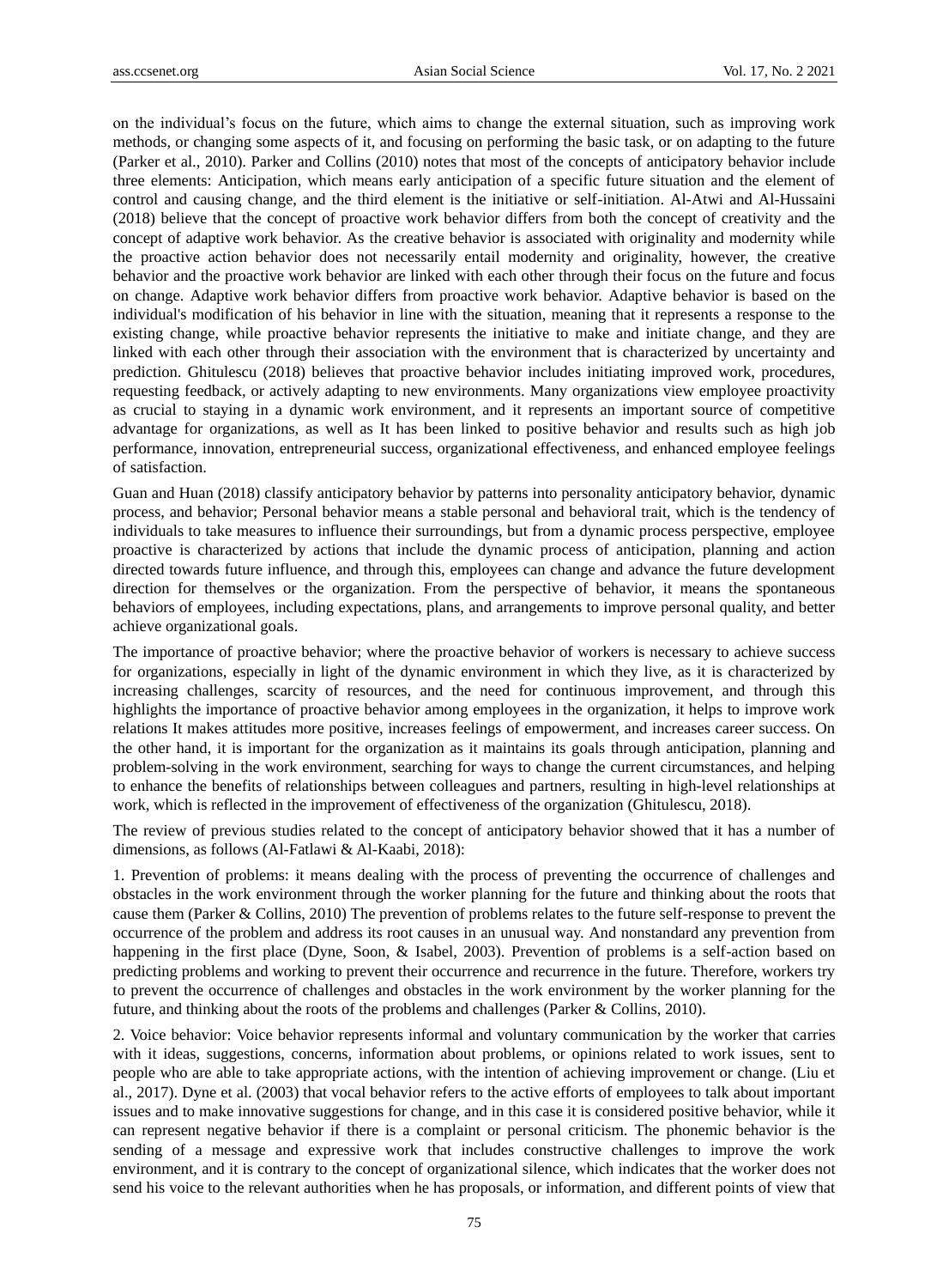on the individual's focus on the future, which aims to change the external situation, such as improving work methods, or changing some aspects of it, and focusing on performing the basic task, or on adapting to the future (Parker et al., 2010). Parker and Collins (2010) notes that most of the concepts of anticipatory behavior include three elements: Anticipation, which means early anticipation of a specific future situation and the element of control and causing change, and the third element is the initiative or self-initiation. Al-Atwi and Al-Hussaini (2018) believe that the concept of proactive work behavior differs from both the concept of creativity and the concept of adaptive work behavior. As the creative behavior is associated with originality and modernity while the proactive action behavior does not necessarily entail modernity and originality, however, the creative behavior and the proactive work behavior are linked with each other through their focus on the future and focus on change. Adaptive work behavior differs from proactive work behavior. Adaptive behavior is based on the individual's modification of his behavior in line with the situation, meaning that it represents a response to the existing change, while proactive behavior represents the initiative to make and initiate change, and they are linked with each other through their association with the environment that is characterized by uncertainty and prediction. Ghitulescu (2018) believes that proactive behavior includes initiating improved work, procedures, requesting feedback, or actively adapting to new environments. Many organizations view employee proactivity as crucial to staying in a dynamic work environment, and it represents an important source of competitive advantage for organizations, as well as It has been linked to positive behavior and results such as high job performance, innovation, entrepreneurial success, organizational effectiveness, and enhanced employee feelings of satisfaction.

Guan and Huan (2018) classify anticipatory behavior by patterns into personality anticipatory behavior, dynamic process, and behavior; Personal behavior means a stable personal and behavioral trait, which is the tendency of individuals to take measures to influence their surroundings, but from a dynamic process perspective, employee proactive is characterized by actions that include the dynamic process of anticipation, planning and action directed towards future influence, and through this, employees can change and advance the future development direction for themselves or the organization. From the perspective of behavior, it means the spontaneous behaviors of employees, including expectations, plans, and arrangements to improve personal quality, and better achieve organizational goals.

The importance of proactive behavior; where the proactive behavior of workers is necessary to achieve success for organizations, especially in light of the dynamic environment in which they live, as it is characterized by increasing challenges, scarcity of resources, and the need for continuous improvement, and through this highlights the importance of proactive behavior among employees in the organization, it helps to improve work relations It makes attitudes more positive, increases feelings of empowerment, and increases career success. On the other hand, it is important for the organization as it maintains its goals through anticipation, planning and problem-solving in the work environment, searching for ways to change the current circumstances, and helping to enhance the benefits of relationships between colleagues and partners, resulting in high-level relationships at work, which is reflected in the improvement of effectiveness of the organization (Ghitulescu, 2018).

The review of previous studies related to the concept of anticipatory behavior showed that it has a number of dimensions, as follows (Al-Fatlawi & Al-Kaabi, 2018):

1. Prevention of problems: it means dealing with the process of preventing the occurrence of challenges and obstacles in the work environment through the worker planning for the future and thinking about the roots that cause them (Parker & Collins, 2010) The prevention of problems relates to the future self-response to prevent the occurrence of the problem and address its root causes in an unusual way. And nonstandard any prevention from happening in the first place (Dyne, Soon, & Isabel, 2003). Prevention of problems is a self-action based on predicting problems and working to prevent their occurrence and recurrence in the future. Therefore, workers try to prevent the occurrence of challenges and obstacles in the work environment by the worker planning for the future, and thinking about the roots of the problems and challenges (Parker & Collins, 2010).

2. Voice behavior: Voice behavior represents informal and voluntary communication by the worker that carries with it ideas, suggestions, concerns, information about problems, or opinions related to work issues, sent to people who are able to take appropriate actions, with the intention of achieving improvement or change. (Liu et al., 2017). Dyne et al. (2003) that vocal behavior refers to the active efforts of employees to talk about important issues and to make innovative suggestions for change, and in this case it is considered positive behavior, while it can represent negative behavior if there is a complaint or personal criticism. The phonemic behavior is the sending of a message and expressive work that includes constructive challenges to improve the work environment, and it is contrary to the concept of organizational silence, which indicates that the worker does not send his voice to the relevant authorities when he has proposals, or information, and different points of view that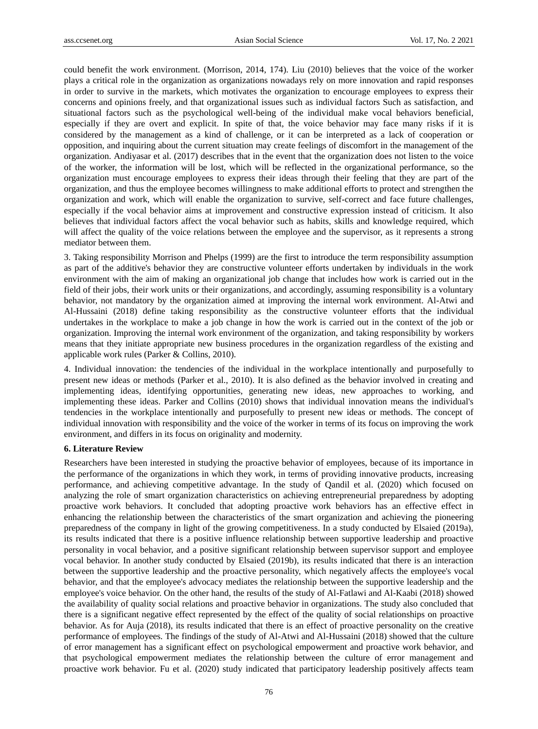could benefit the work environment. (Morrison, 2014, 174). Liu (2010) believes that the voice of the worker plays a critical role in the organization as organizations nowadays rely on more innovation and rapid responses in order to survive in the markets, which motivates the organization to encourage employees to express their concerns and opinions freely, and that organizational issues such as individual factors Such as satisfaction, and situational factors such as the psychological well-being of the individual make vocal behaviors beneficial, especially if they are overt and explicit. In spite of that, the voice behavior may face many risks if it is considered by the management as a kind of challenge, or it can be interpreted as a lack of cooperation or opposition, and inquiring about the current situation may create feelings of discomfort in the management of the organization. Andiyasar et al. (2017) describes that in the event that the organization does not listen to the voice of the worker, the information will be lost, which will be reflected in the organizational performance, so the organization must encourage employees to express their ideas through their feeling that they are part of the organization, and thus the employee becomes willingness to make additional efforts to protect and strengthen the organization and work, which will enable the organization to survive, self-correct and face future challenges, especially if the vocal behavior aims at improvement and constructive expression instead of criticism. It also believes that individual factors affect the vocal behavior such as habits, skills and knowledge required, which will affect the quality of the voice relations between the employee and the supervisor, as it represents a strong mediator between them.

3. Taking responsibility Morrison and Phelps (1999) are the first to introduce the term responsibility assumption as part of the additive's behavior they are constructive volunteer efforts undertaken by individuals in the work environment with the aim of making an organizational job change that includes how work is carried out in the field of their jobs, their work units or their organizations, and accordingly, assuming responsibility is a voluntary behavior, not mandatory by the organization aimed at improving the internal work environment. Al-Atwi and Al-Hussaini (2018) define taking responsibility as the constructive volunteer efforts that the individual undertakes in the workplace to make a job change in how the work is carried out in the context of the job or organization. Improving the internal work environment of the organization, and taking responsibility by workers means that they initiate appropriate new business procedures in the organization regardless of the existing and applicable work rules (Parker & Collins, 2010).

4. Individual innovation: the tendencies of the individual in the workplace intentionally and purposefully to present new ideas or methods (Parker et al., 2010). It is also defined as the behavior involved in creating and implementing ideas, identifying opportunities, generating new ideas, new approaches to working, and implementing these ideas. Parker and Collins (2010) shows that individual innovation means the individual's tendencies in the workplace intentionally and purposefully to present new ideas or methods. The concept of individual innovation with responsibility and the voice of the worker in terms of its focus on improving the work environment, and differs in its focus on originality and modernity.

### 6. Literature Review

Researchers have been interested in studying the proactive behavior of employees, because of its importance in the performance of the organizations in which they work, in terms of providing innovative products, increasing performance, and achieving competitive advantage. In the study of Qandil et al. (2020) which focused on analyzing the role of smart organization characteristics on achieving entrepreneurial preparedness by adopting proactive work behaviors. It concluded that adopting proactive work behaviors has an effective effect in enhancing the relationship between the characteristics of the smart organization and achieving the pioneering preparedness of the company in light of the growing competitiveness. In a study conducted by Elsaied (2019a), its results indicated that there is a positive influence relationship between supportive leadership and proactive personality in vocal behavior, and a positive significant relationship between supervisor support and employee vocal behavior. In another study conducted by Elsaied (2019b), its results indicated that there is an interaction between the supportive leadership and the proactive personality, which negatively affects the employee's vocal behavior, and that the employee's advocacy mediates the relationship between the supportive leadership and the employee's voice behavior. On the other hand, the results of the study of Al-Fatlawi and Al-Kaabi (2018) showed the availability of quality social relations and proactive behavior in organizations. The study also concluded that there is a significant negative effect represented by the effect of the quality of social relationships on proactive behavior. As for Auja (2018), its results indicated that there is an effect of proactive personality on the creative performance of employees. The findings of the study of Al-Atwi and Al-Hussaini (2018) showed that the culture of error management has a significant effect on psychological empowerment and proactive work behavior, and that psychological empowerment mediates the relationship between the culture of error management and proactive work behavior. Fu et al. (2020) study indicated that participatory leadership positively affects team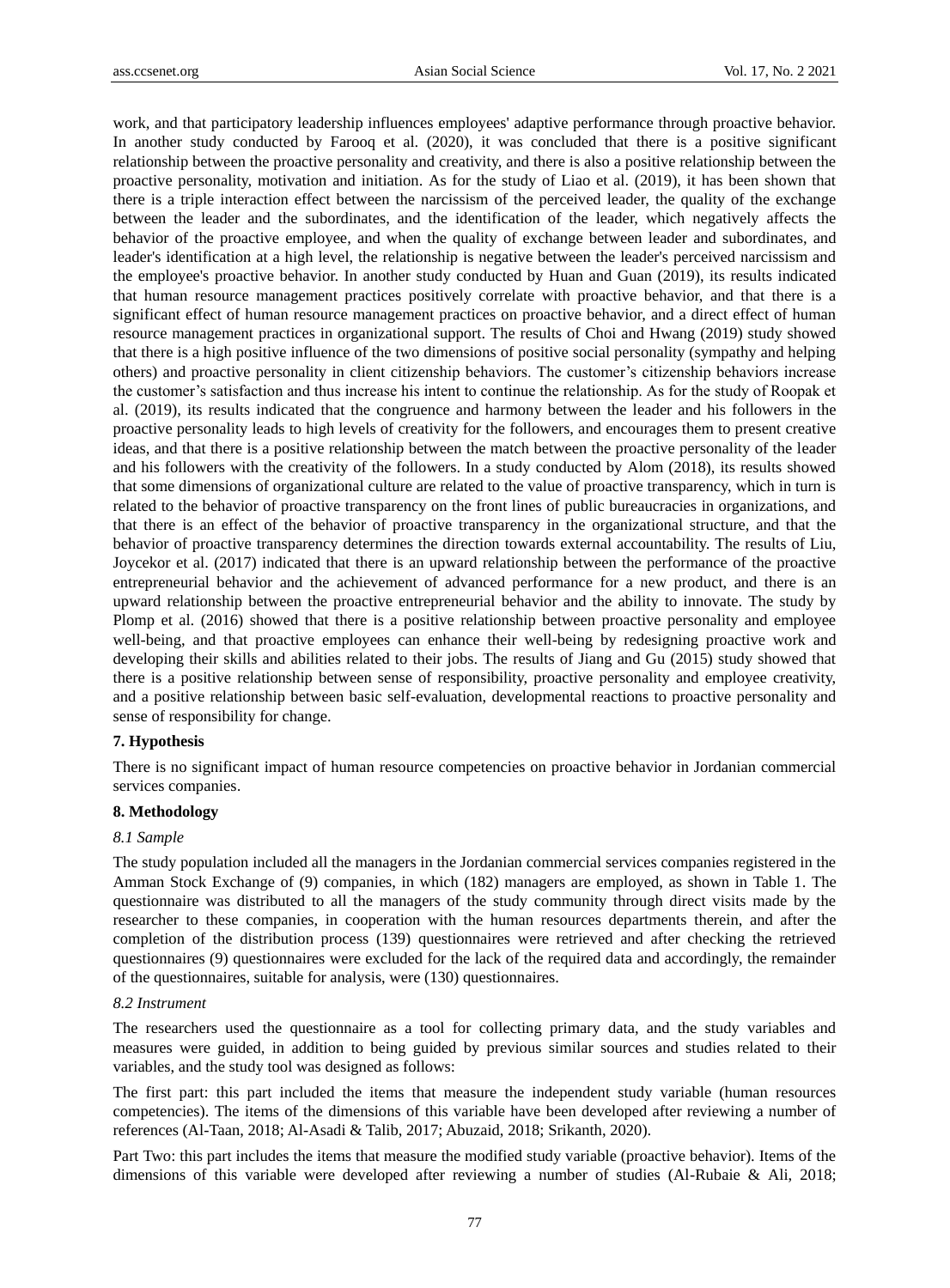work, and that participatory leadership influences employees' adaptive performance through proactive behavior. In another study conducted by Farooq et al. (2020), it was concluded that there is a positive significant relationship between the proactive personality and creativity, and there is also a positive relationship between the proactive personality, motivation and initiation. As for the study of Liao et al. (2019), it has been shown that there is a triple interaction effect between the narcissism of the perceived leader, the quality of the exchange between the leader and the subordinates, and the identification of the leader, which negatively affects the behavior of the proactive employee, and when the quality of exchange between leader and subordinates, and leader's identification at a high level, the relationship is negative between the leader's perceived narcissism and the employee's proactive behavior. In another study conducted by Huan and Guan (2019), its results indicated that human resource management practices positively correlate with proactive behavior, and that there is a significant effect of human resource management practices on proactive behavior, and a direct effect of human resource management practices in organizational support. The results of Choi and Hwang (2019) study showed that there is a high positive influence of the two dimensions of positive social personality (sympathy and helping others) and proactive personality in client citizenship behaviors. The customer's citizenship behaviors increase the customer's satisfaction and thus increase his intent to continue the relationship. As for the study of Roopak et al. (2019), its results indicated that the congruence and harmony between the leader and his followers in the proactive personality leads to high levels of creativity for the followers, and encourages them to present creative ideas, and that there is a positive relationship between the match between the proactive personality of the leader and his followers with the creativity of the followers. In a study conducted by Alom (2018), its results showed that some dimensions of organizational culture are related to the value of proactive transparency, which in turn is related to the behavior of proactive transparency on the front lines of public bureaucracies in organizations, and that there is an effect of the behavior of proactive transparency in the organizational structure, and that the behavior of proactive transparency determines the direction towards external accountability. The results of Liu, Joycekor et al. (2017) indicated that there is an upward relationship between the performance of the proactive entrepreneurial behavior and the achievement of advanced performance for a new product, and there is an upward relationship between the proactive entrepreneurial behavior and the ability to innovate. The study by Plomp et al. (2016) showed that there is a positive relationship between proactive personality and employee well-being, and that proactive employees can enhance their well-being by redesigning proactive work and developing their skills and abilities related to their jobs. The results of Jiang and Gu (2015) study showed that there is a positive relationship between sense of responsibility, proactive personality and employee creativity, and a positive relationship between basic self-evaluation, developmental reactions to proactive personality and sense of responsibility for change.

## 7. Hypothesis

There is no significant impact of human resource competencies on proactive behavior in Jordanian commercial services companies.

## 8. Methodology

### *8.1 Sample*

The study population included all the managers in the Jordanian commercial services companies registered in the Amman Stock Exchange of (9) companies, in which (182) managers are employed, as shown in Table 1. The questionnaire was distributed to all the managers of the study community through direct visits made by the researcher to these companies, in cooperation with the human resources departments therein, and after the completion of the distribution process (139) questionnaires were retrieved and after checking the retrieved questionnaires (9) questionnaires were excluded for the lack of the required data and accordingly, the remainder of the questionnaires, suitable for analysis, were (130) questionnaires.

### *8.2 Instrument*

The researchers used the questionnaire as a tool for collecting primary data, and the study variables and measures were guided, in addition to being guided by previous similar sources and studies related to their variables, and the study tool was designed as follows:

The first part: this part included the items that measure the independent study variable (human resources competencies). The items of the dimensions of this variable have been developed after reviewing a number of references (Al-Taan, 2018; Al-Asadi & Talib, 2017; Abuzaid, 2018; Srikanth, 2020).

Part Two: this part includes the items that measure the modified study variable (proactive behavior). Items of the dimensions of this variable were developed after reviewing a number of studies (Al-Rubaie & Ali, 2018;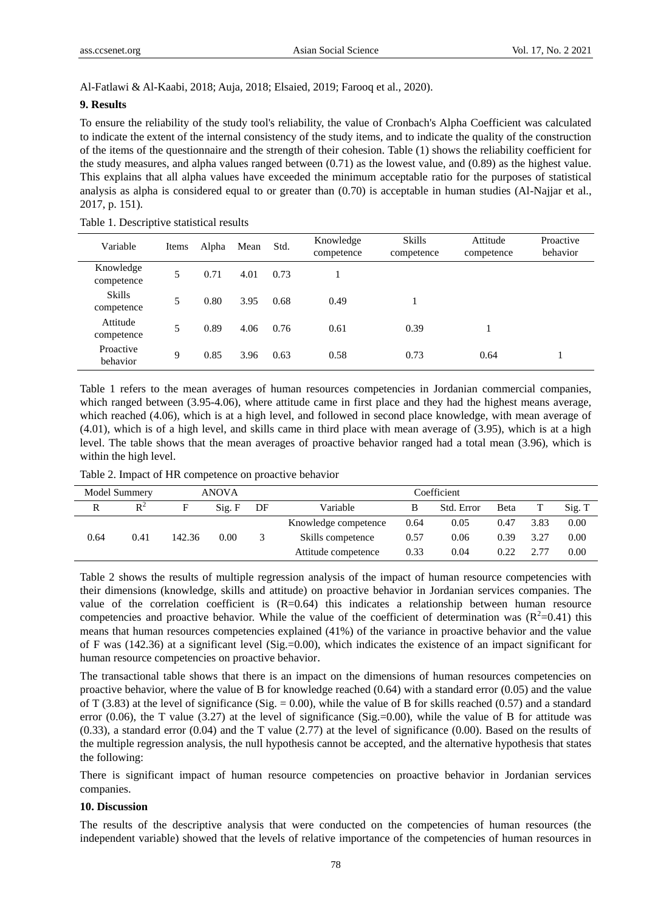Al-Fatlawi & Al-Kaabi, 2018; Auja, 2018; Elsaied, 2019; Farooq et al., 2020).

## 9. Results

To ensure the reliability of the study tool's reliability, the value of Cronbach's Alpha Coefficient was calculated to indicate the extent of the internal consistency of the study items, and to indicate the quality of the construction of the items of the questionnaire and the strength of their cohesion. Table (1) shows the reliability coefficient for the study measures, and alpha values ranged between (0.71) as the lowest value, and (0.89) as the highest value. This explains that all alpha values have exceeded the minimum acceptable ratio for the purposes of statistical analysis as alpha is considered equal to or greater than (0.70) is acceptable in human studies (Al-Najjar et al., 2017, p. 151).

Table 1. Descriptive statistical results

| Variable | Items | Alpha | Mean | Std. | Knowledge competence | Skills competence | Attitude competence | Proactive behavior |
|---|---|---|---|---|---|---|---|---|
| Knowledge competence | 5 | 0.71 | 4.01 | 0.73 | 1 | | | |
| Skills competence | 5 | 0.80 | 3.95 | 0.68 | 0.49 | 1 | | |
| Attitude competence | 5 | 0.89 | 4.06 | 0.76 | 0.61 | 0.39 | 1 | |
| Proactive behavior | 9 | 0.85 | 3.96 | 0.63 | 0.58 | 0.73 | 0.64 | 1 |

Table 1 refers to the mean averages of human resources competencies in Jordanian commercial companies, which ranged between (3.95-4.06), where attitude came in first place and they had the highest means average, which reached (4.06), which is at a high level, and followed in second place knowledge, with mean average of (4.01), which is of a high level, and skills came in third place with mean average of (3.95), which is at a high level. The table shows that the mean averages of proactive behavior ranged had a total mean (3.96), which is within the high level.

Table 2. Impact of HR competence on proactive behavior

| Model Summery | | ANOVA | | | Coefficient | | | | | |
|---|---|---|---|---|---|---|---|---|---|---|
| R | $R^2$ | F | Sig. F | DF | Variable | B | Std. Error | Beta | T | Sig. T |
| 0.64 | 0.41 | 142.36 | 0.00 | 3 | Knowledge competence | 0.64 | 0.05 | 0.47 | 3.83 | 0.00 |
| | | | | | Skills competence | 0.57 | 0.06 | 0.39 | 3.27 | 0.00 |
| | | | | | Attitude competence | 0.33 | 0.04 | 0.22 | 2.77 | 0.00 |

Table 2 shows the results of multiple regression analysis of the impact of human resource competencies with their dimensions (knowledge, skills and attitude) on proactive behavior in Jordanian services companies. The value of the correlation coefficient is (R=0.64) this indicates a relationship between human resource competencies and proactive behavior. While the value of the coefficient of determination was ($R^2$=0.41) this means that human resources competencies explained (41%) of the variance in proactive behavior and the value of F was (142.36) at a significant level (Sig.=0.00), which indicates the existence of an impact significant for human resource competencies on proactive behavior.

The transactional table shows that there is an impact on the dimensions of human resources competencies on proactive behavior, where the value of B for knowledge reached (0.64) with a standard error (0.05) and the value of T (3.83) at the level of significance (Sig. = 0.00), while the value of B for skills reached (0.57) and a standard error (0.06), the T value (3.27) at the level of significance (Sig.=0.00), while the value of B for attitude was (0.33), a standard error (0.04) and the T value (2.77) at the level of significance (0.00). Based on the results of the multiple regression analysis, the null hypothesis cannot be accepted, and the alternative hypothesis that states the following:

There is significant impact of human resource competencies on proactive behavior in Jordanian services companies.

## 10. Discussion

The results of the descriptive analysis that were conducted on the competencies of human resources (the independent variable) showed that the levels of relative importance of the competencies of human resources in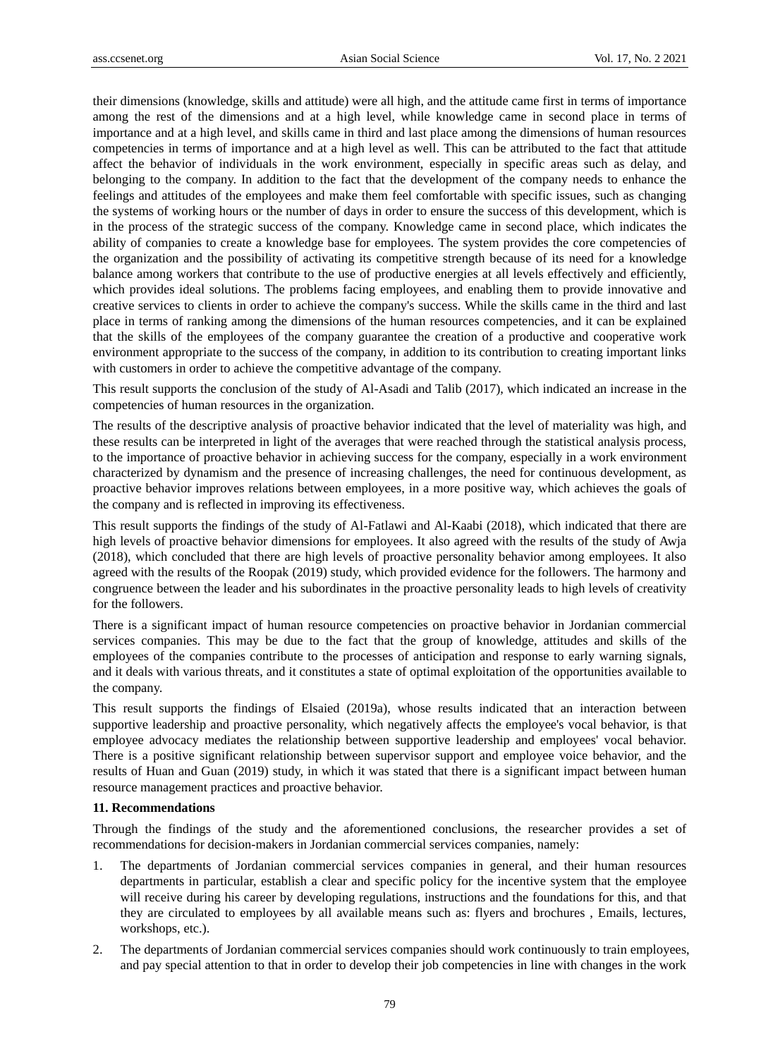their dimensions (knowledge, skills and attitude) were all high, and the attitude came first in terms of importance among the rest of the dimensions and at a high level, while knowledge came in second place in terms of importance and at a high level, and skills came in third and last place among the dimensions of human resources competencies in terms of importance and at a high level as well. This can be attributed to the fact that attitude affect the behavior of individuals in the work environment, especially in specific areas such as delay, and belonging to the company. In addition to the fact that the development of the company needs to enhance the feelings and attitudes of the employees and make them feel comfortable with specific issues, such as changing the systems of working hours or the number of days in order to ensure the success of this development, which is in the process of the strategic success of the company. Knowledge came in second place, which indicates the ability of companies to create a knowledge base for employees. The system provides the core competencies of the organization and the possibility of activating its competitive strength because of its need for a knowledge balance among workers that contribute to the use of productive energies at all levels effectively and efficiently, which provides ideal solutions. The problems facing employees, and enabling them to provide innovative and creative services to clients in order to achieve the company's success. While the skills came in the third and last place in terms of ranking among the dimensions of the human resources competencies, and it can be explained that the skills of the employees of the company guarantee the creation of a productive and cooperative work environment appropriate to the success of the company, in addition to its contribution to creating important links with customers in order to achieve the competitive advantage of the company.

This result supports the conclusion of the study of Al-Asadi and Talib (2017), which indicated an increase in the competencies of human resources in the organization.

The results of the descriptive analysis of proactive behavior indicated that the level of materiality was high, and these results can be interpreted in light of the averages that were reached through the statistical analysis process, to the importance of proactive behavior in achieving success for the company, especially in a work environment characterized by dynamism and the presence of increasing challenges, the need for continuous development, as proactive behavior improves relations between employees, in a more positive way, which achieves the goals of the company and is reflected in improving its effectiveness.

This result supports the findings of the study of Al-Fatlawi and Al-Kaabi (2018), which indicated that there are high levels of proactive behavior dimensions for employees. It also agreed with the results of the study of Awja (2018), which concluded that there are high levels of proactive personality behavior among employees. It also agreed with the results of the Roopak (2019) study, which provided evidence for the followers. The harmony and congruence between the leader and his subordinates in the proactive personality leads to high levels of creativity for the followers.

There is a significant impact of human resource competencies on proactive behavior in Jordanian commercial services companies. This may be due to the fact that the group of knowledge, attitudes and skills of the employees of the companies contribute to the processes of anticipation and response to early warning signals, and it deals with various threats, and it constitutes a state of optimal exploitation of the opportunities available to the company.

This result supports the findings of Elsaied (2019a), whose results indicated that an interaction between supportive leadership and proactive personality, which negatively affects the employee's vocal behavior, is that employee advocacy mediates the relationship between supportive leadership and employees' vocal behavior. There is a positive significant relationship between supervisor support and employee voice behavior, and the results of Huan and Guan (2019) study, in which it was stated that there is a significant impact between human resource management practices and proactive behavior.

**11. Recommendations**

Through the findings of the study and the aforementioned conclusions, the researcher provides a set of recommendations for decision-makers in Jordanian commercial services companies, namely:

1. The departments of Jordanian commercial services companies in general, and their human resources departments in particular, establish a clear and specific policy for the incentive system that the employee will receive during his career by developing regulations, instructions and the foundations for this, and that they are circulated to employees by all available means such as: flyers and brochures , Emails, lectures, workshops, etc.).
2. The departments of Jordanian commercial services companies should work continuously to train employees, and pay special attention to that in order to develop their job competencies in line with changes in the work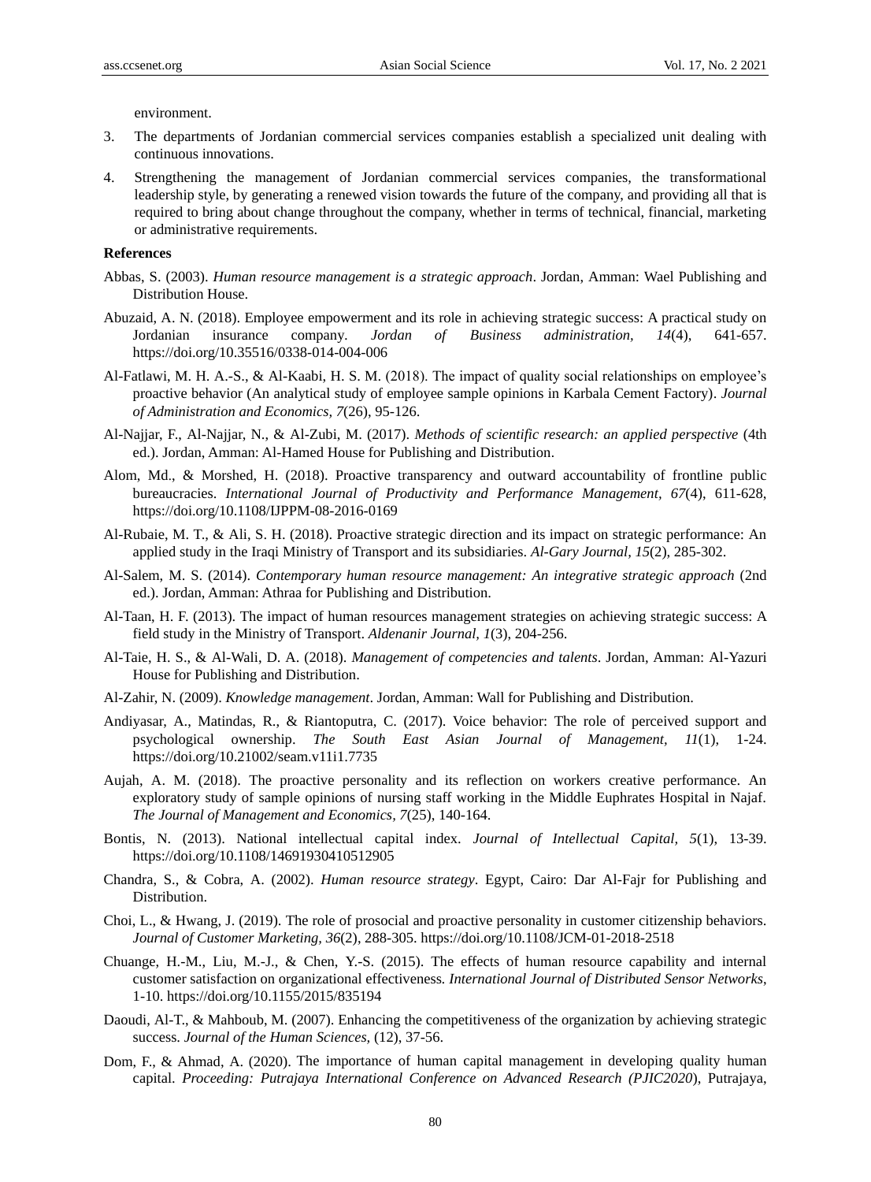environment.

3. The departments of Jordanian commercial services companies establish a specialized unit dealing with continuous innovations.
4. Strengthening the management of Jordanian commercial services companies, the transformational leadership style, by generating a renewed vision towards the future of the company, and providing all that is required to bring about change throughout the company, whether in terms of technical, financial, marketing or administrative requirements.

**References**

Abbas, S. (2003). *Human resource management is a strategic approach*. Jordan, Amman: Wael Publishing and Distribution House.

Abuzaid, A. N. (2018). Employee empowerment and its role in achieving strategic success: A practical study on Jordanian insurance company. *Jordan of Business administration, 14*(4), 641-657. https://doi.org/10.35516/0338-014-004-006

Al-Fatlawi, M. H. A.-S., & Al-Kaabi, H. S. M. (2018). The impact of quality social relationships on employee's proactive behavior (An analytical study of employee sample opinions in Karbala Cement Factory). *Journal of Administration and Economics, 7*(26), 95-126.

Al-Najjar, F., Al-Najjar, N., & Al-Zubi, M. (2017). *Methods of scientific research: an applied perspective* (4th ed.). Jordan, Amman: Al-Hamed House for Publishing and Distribution.

Alom, Md., & Morshed, H. (2018). Proactive transparency and outward accountability of frontline public bureaucracies. *International Journal of Productivity and Performance Management, 67*(4), 611-628, https://doi.org/10.1108/IJPPM-08-2016-0169

Al-Rubaie, M. T., & Ali, S. H. (2018). Proactive strategic direction and its impact on strategic performance: An applied study in the Iraqi Ministry of Transport and its subsidiaries. *Al-Gary Journal, 15*(2), 285-302.

Al-Salem, M. S. (2014). *Contemporary human resource management: An integrative strategic approach* (2nd ed.). Jordan, Amman: Athraa for Publishing and Distribution.

Al-Taan, H. F. (2013). The impact of human resources management strategies on achieving strategic success: A field study in the Ministry of Transport. *Aldenanir Journal, 1*(3), 204-256.

Al-Taie, H. S., & Al-Wali, D. A. (2018). *Management of competencies and talents*. Jordan, Amman: Al-Yazuri House for Publishing and Distribution.

Al-Zahir, N. (2009). *Knowledge management*. Jordan, Amman: Wall for Publishing and Distribution.

Andiyasar, A., Matindas, R., & Riantoputra, C. (2017). Voice behavior: The role of perceived support and psychological ownership. *The South East Asian Journal of Management, 11*(1), 1-24. https://doi.org/10.21002/seam.v11i1.7735

Aujah, A. M. (2018). The proactive personality and its reflection on workers creative performance. An exploratory study of sample opinions of nursing staff working in the Middle Euphrates Hospital in Najaf. *The Journal of Management and Economics, 7*(25), 140-164.

Bontis, N. (2013). National intellectual capital index. *Journal of Intellectual Capital, 5*(1), 13-39. https://doi.org/10.1108/14691930410512905

Chandra, S., & Cobra, A. (2002). *Human resource strategy*. Egypt, Cairo: Dar Al-Fajr for Publishing and Distribution.

Choi, L., & Hwang, J. (2019). The role of prosocial and proactive personality in customer citizenship behaviors. *Journal of Customer Marketing, 36*(2), 288-305. https://doi.org/10.1108/JCM-01-2018-2518

Chuange, H.-M., Liu, M.-J., & Chen, Y.-S. (2015). The effects of human resource capability and internal customer satisfaction on organizational effectiveness. *International Journal of Distributed Sensor Networks*, 1-10. https://doi.org/10.1155/2015/835194

Daoudi, Al-T., & Mahboub, M. (2007). Enhancing the competitiveness of the organization by achieving strategic success. *Journal of the Human Sciences,* (12), 37-56.

Dom, F., & Ahmad, A. (2020). The importance of human capital management in developing quality human capital. *Proceeding: Putrajaya International Conference on Advanced Research (PJIC2020*), Putrajaya,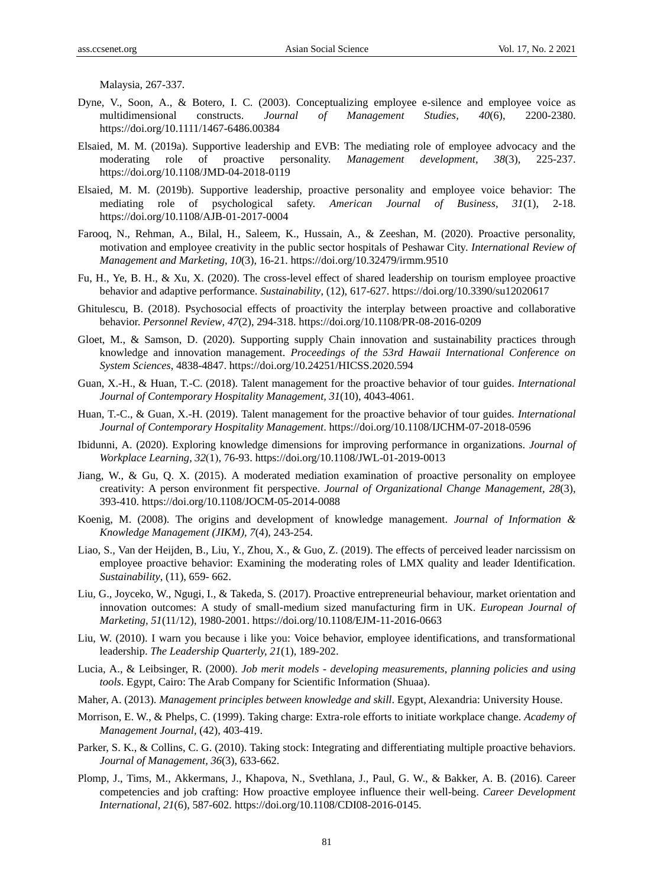Malaysia, 267-337.

Dyne, V., Soon, A., & Botero, I. C. (2003). Conceptualizing employee e-silence and employee voice as multidimensional constructs. *Journal of Management Studies, 40*(6), 2200-2380. https://doi.org/10.1111/1467-6486.00384

Elsaied, M. M. (2019a). Supportive leadership and EVB: The mediating role of employee advocacy and the moderating role of proactive personality. *Management development, 38*(3), 225-237. https://doi.org/10.1108/JMD-04-2018-0119

Elsaied, M. M. (2019b). Supportive leadership, proactive personality and employee voice behavior: The mediating role of psychological safety. *American Journal of Business, 31*(1), 2-18. https://doi.org/10.1108/AJB-01-2017-0004

Farooq, N., Rehman, A., Bilal, H., Saleem, K., Hussain, A., & Zeeshan, M. (2020). Proactive personality, motivation and employee creativity in the public sector hospitals of Peshawar City. *International Review of Management and Marketing, 10*(3), 16-21. https://doi.org/10.32479/irmm.9510

Fu, H., Ye, B. H., & Xu, X. (2020). The cross-level effect of shared leadership on tourism employee proactive behavior and adaptive performance. *Sustainability*, (12), 617-627. https://doi.org/10.3390/su12020617

Ghitulescu, B. (2018). Psychosocial effects of proactivity the interplay between proactive and collaborative behavior. *Personnel Review, 47*(2), 294-318. https://doi.org/10.1108/PR-08-2016-0209

Gloet, M., & Samson, D. (2020). Supporting supply Chain innovation and sustainability practices through knowledge and innovation management. *Proceedings of the 53rd Hawaii International Conference on System Sciences*, 4838-4847. https://doi.org/10.24251/HICSS.2020.594

Guan, X.-H., & Huan, T.-C. (2018). Talent management for the proactive behavior of tour guides. *International Journal of Contemporary Hospitality Management, 31*(10), 4043-4061.

Huan, T.-C., & Guan, X.-H. (2019). Talent management for the proactive behavior of tour guides. *International Journal of Contemporary Hospitality Management*. https://doi.org/10.1108/IJCHM-07-2018-0596

Ibidunni, A. (2020). Exploring knowledge dimensions for improving performance in organizations. *Journal of Workplace Learning, 32*(1), 76-93. https://doi.org/10.1108/JWL-01-2019-0013

Jiang, W., & Gu, Q. X. (2015). A moderated mediation examination of proactive personality on employee creativity: A person environment fit perspective. *Journal of Organizational Change Management, 28*(3), 393-410. https://doi.org/10.1108/JOCM-05-2014-0088

Koenig, M. (2008). The origins and development of knowledge management. *Journal of Information & Knowledge Management (JIKM), 7*(4), 243-254.

Liao, S., Van der Heijden, B., Liu, Y., Zhou, X., & Guo, Z. (2019). The effects of perceived leader narcissism on employee proactive behavior: Examining the moderating roles of LMX quality and leader Identification. *Sustainability*, (11), 659- 662.

Liu, G., Joyceko, W., Ngugi, I., & Takeda, S. (2017). Proactive entrepreneurial behaviour, market orientation and innovation outcomes: A study of small-medium sized manufacturing firm in UK. *European Journal of Marketing, 51*(11/12), 1980-2001. https://doi.org/10.1108/EJM-11-2016-0663

Liu, W. (2010). I warn you because i like you: Voice behavior, employee identifications, and transformational leadership. *The Leadership Quarterly, 21*(1), 189-202.

Lucia, A., & Leibsinger, R. (2000). *Job merit models - developing measurements, planning policies and using tools*. Egypt, Cairo: The Arab Company for Scientific Information (Shuaa).

Maher, A. (2013). *Management principles between knowledge and skill*. Egypt, Alexandria: University House.

Morrison, E. W., & Phelps, C. (1999). Taking charge: Extra-role efforts to initiate workplace change. *Academy of Management Journal*, (42), 403-419.

Parker, S. K., & Collins, C. G. (2010). Taking stock: Integrating and differentiating multiple proactive behaviors. *Journal of Management, 36*(3), 633-662.

Plomp, J., Tims, M., Akkermans, J., Khapova, N., Svethlana, J., Paul, G. W., & Bakker, A. B. (2016). Career competencies and job crafting: How proactive employee influence their well-being. *Career Development International, 21*(6), 587-602. https://doi.org/10.1108/CDI08-2016-0145.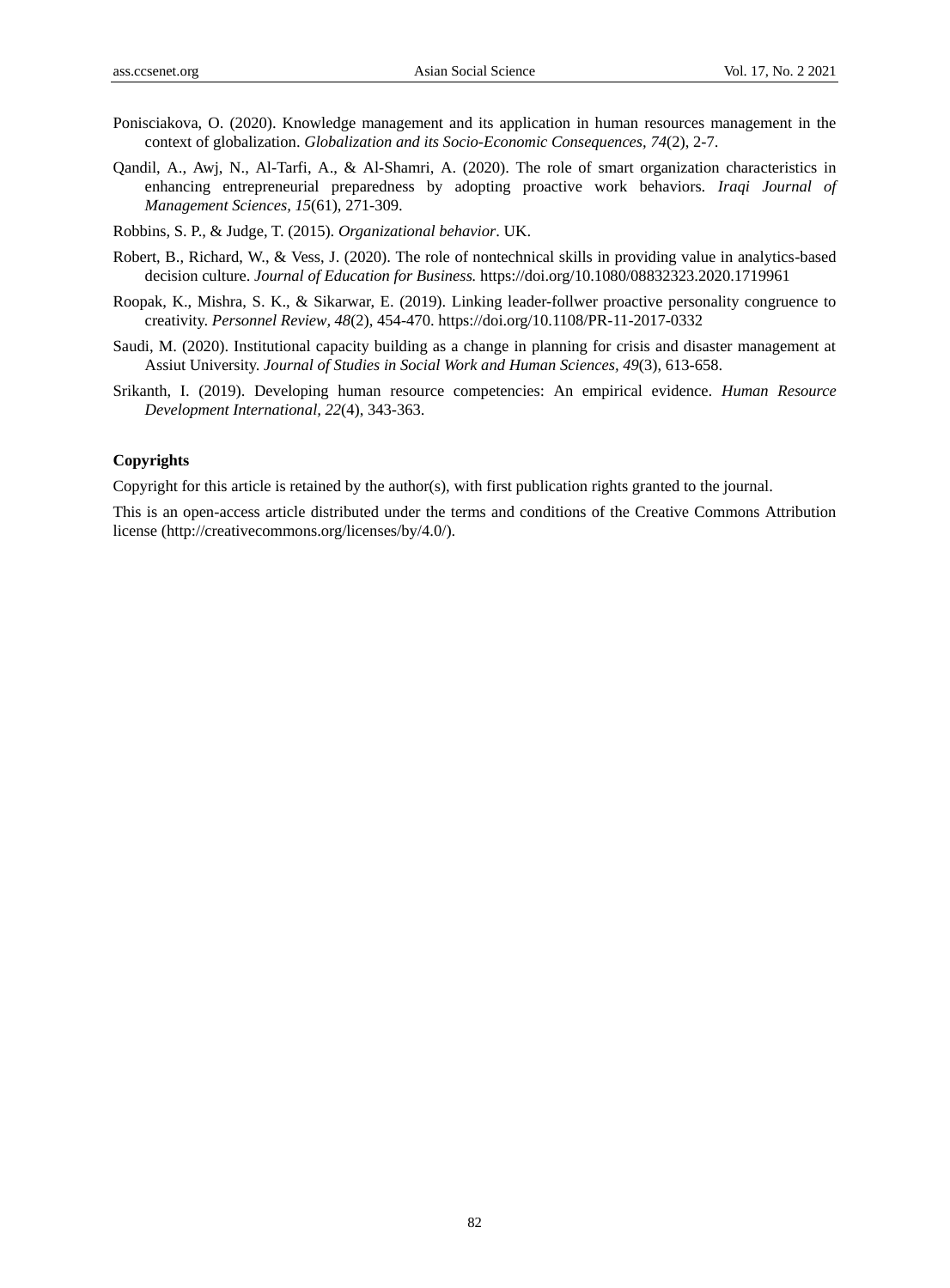Ponisciakova, O. (2020). Knowledge management and its application in human resources management in the context of globalization. *Globalization and its Socio-Economic Consequences, 74*(2), 2-7.

Qandil, A., Awj, N., Al-Tarfi, A., & Al-Shamri, A. (2020). The role of smart organization characteristics in enhancing entrepreneurial preparedness by adopting proactive work behaviors. *Iraqi Journal of Management Sciences, 15*(61), 271-309.

Robbins, S. P., & Judge, T. (2015). *Organizational behavior*. UK.

Robert, B., Richard, W., & Vess, J. (2020). The role of nontechnical skills in providing value in analytics-based decision culture. *Journal of Education for Business.* https://doi.org/10.1080/08832323.2020.1719961

Roopak, K., Mishra, S. K., & Sikarwar, E. (2019). Linking leader-follwer proactive personality congruence to creativity. *Personnel Review, 48*(2), 454-470. https://doi.org/10.1108/PR-11-2017-0332

Saudi, M. (2020). Institutional capacity building as a change in planning for crisis and disaster management at Assiut University. *Journal of Studies in Social Work and Human Sciences, 49*(3), 613-658.

Srikanth, I. (2019). Developing human resource competencies: An empirical evidence. *Human Resource Development International, 22*(4), 343-363.

**Copyrights**

Copyright for this article is retained by the author(s), with first publication rights granted to the journal.

This is an open-access article distributed under the terms and conditions of the Creative Commons Attribution license (http://creativecommons.org/licenses/by/4.0/).